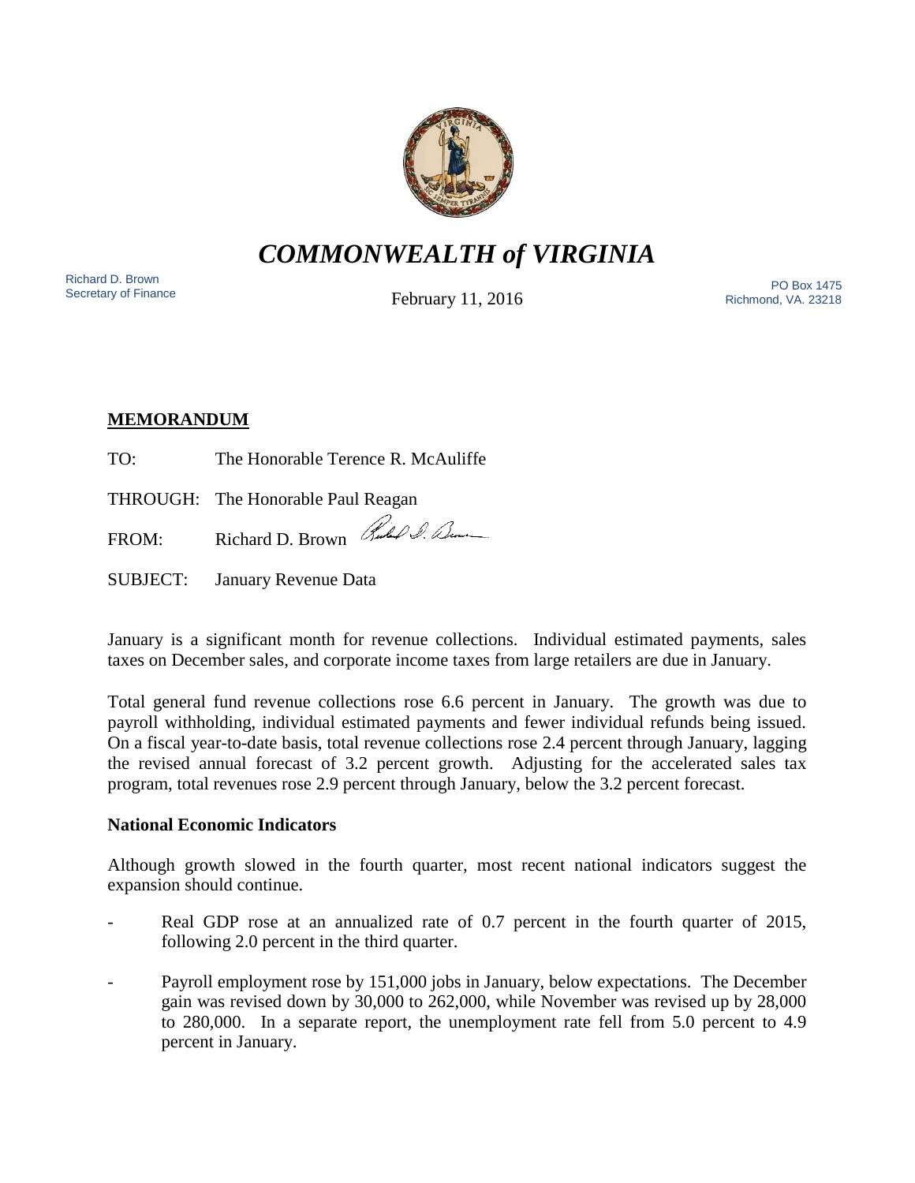# *COMMONWEALTH of VIRGINIA*

Richard D. Brown
Secretary of Finance

February 11, 2016

PO Box 1475
Richmond, VA. 23218

## MEMORANDUM

TO: The Honorable Terence R. McAuliffe

THROUGH: The Honorable Paul Reagan

FROM: Richard D. Brown

SUBJECT: January Revenue Data

January is a significant month for revenue collections. Individual estimated payments, sales taxes on December sales, and corporate income taxes from large retailers are due in January.

Total general fund revenue collections rose 6.6 percent in January. The growth was due to payroll withholding, individual estimated payments and fewer individual refunds being issued. On a fiscal year-to-date basis, total revenue collections rose 2.4 percent through January, lagging the revised annual forecast of 3.2 percent growth. Adjusting for the accelerated sales tax program, total revenues rose 2.9 percent through January, below the 3.2 percent forecast.

### National Economic Indicators

Although growth slowed in the fourth quarter, most recent national indicators suggest the expansion should continue.

- Real GDP rose at an annualized rate of 0.7 percent in the fourth quarter of 2015, following 2.0 percent in the third quarter.
- Payroll employment rose by 151,000 jobs in January, below expectations. The December gain was revised down by 30,000 to 262,000, while November was revised up by 28,000 to 280,000. In a separate report, the unemployment rate fell from 5.0 percent to 4.9 percent in January.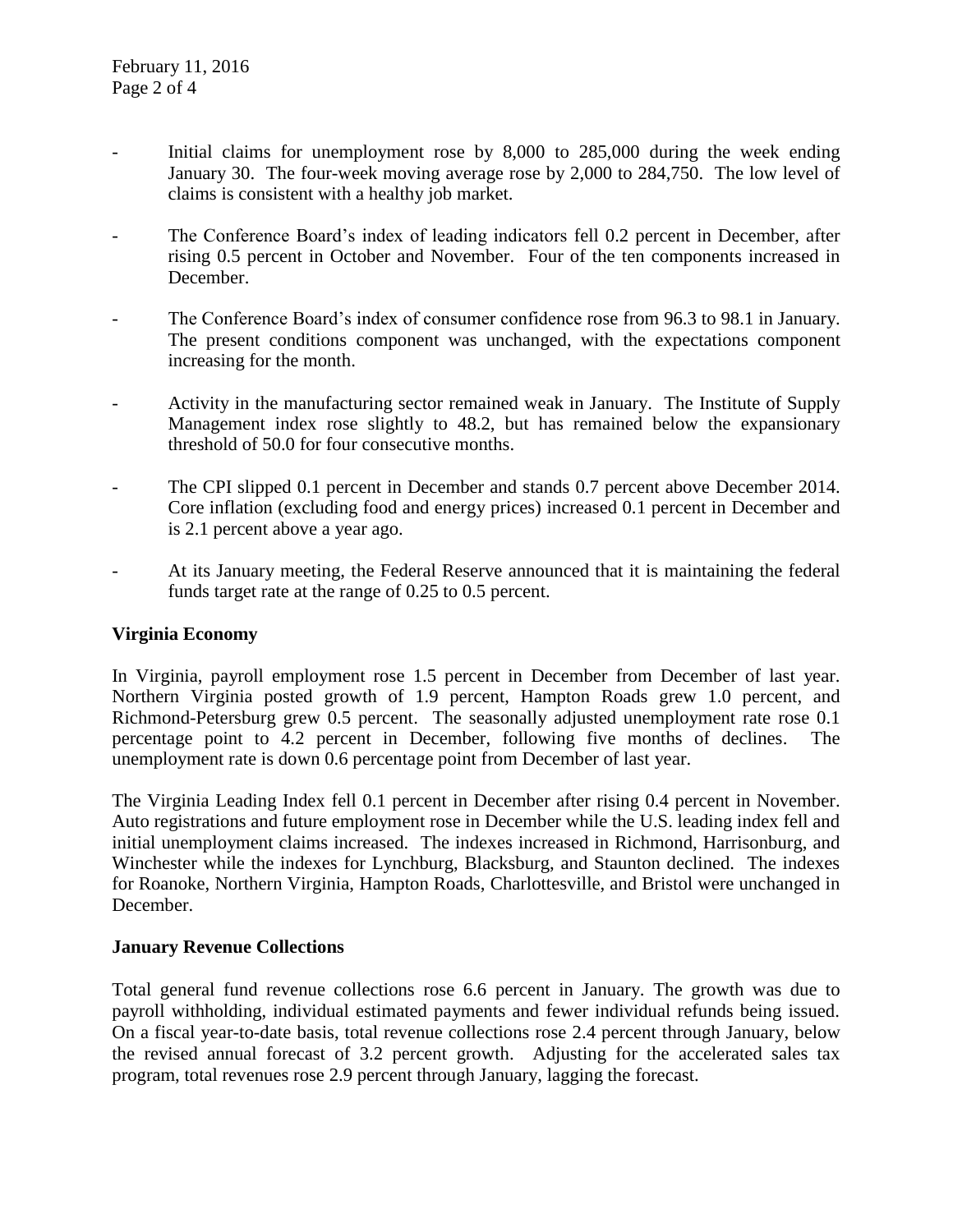- Initial claims for unemployment rose by 8,000 to 285,000 during the week ending January 30. The four-week moving average rose by 2,000 to 284,750. The low level of claims is consistent with a healthy job market.

- The Conference Board's index of leading indicators fell 0.2 percent in December, after rising 0.5 percent in October and November. Four of the ten components increased in December.

- The Conference Board's index of consumer confidence rose from 96.3 to 98.1 in January. The present conditions component was unchanged, with the expectations component increasing for the month.

- Activity in the manufacturing sector remained weak in January. The Institute of Supply Management index rose slightly to 48.2, but has remained below the expansionary threshold of 50.0 for four consecutive months.

- The CPI slipped 0.1 percent in December and stands 0.7 percent above December 2014. Core inflation (excluding food and energy prices) increased 0.1 percent in December and is 2.1 percent above a year ago.

- At its January meeting, the Federal Reserve announced that it is maintaining the federal funds target rate at the range of 0.25 to 0.5 percent.

**Virginia Economy**

In Virginia, payroll employment rose 1.5 percent in December from December of last year. Northern Virginia posted growth of 1.9 percent, Hampton Roads grew 1.0 percent, and Richmond-Petersburg grew 0.5 percent. The seasonally adjusted unemployment rate rose 0.1 percentage point to 4.2 percent in December, following five months of declines. The unemployment rate is down 0.6 percentage point from December of last year.

The Virginia Leading Index fell 0.1 percent in December after rising 0.4 percent in November. Auto registrations and future employment rose in December while the U.S. leading index fell and initial unemployment claims increased. The indexes increased in Richmond, Harrisonburg, and Winchester while the indexes for Lynchburg, Blacksburg, and Staunton declined. The indexes for Roanoke, Northern Virginia, Hampton Roads, Charlottesville, and Bristol were unchanged in December.

**January Revenue Collections**

Total general fund revenue collections rose 6.6 percent in January. The growth was due to payroll withholding, individual estimated payments and fewer individual refunds being issued. On a fiscal year-to-date basis, total revenue collections rose 2.4 percent through January, below the revised annual forecast of 3.2 percent growth. Adjusting for the accelerated sales tax program, total revenues rose 2.9 percent through January, lagging the forecast.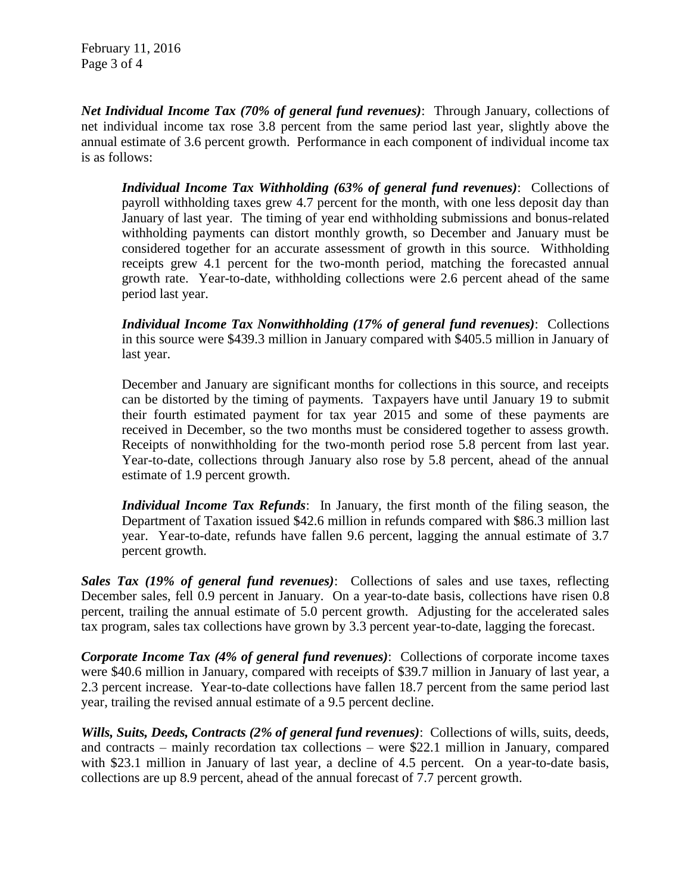***Net Individual Income Tax (70% of general fund revenues)***: Through January, collections of net individual income tax rose 3.8 percent from the same period last year, slightly above the annual estimate of 3.6 percent growth. Performance in each component of individual income tax is as follows:

> ***Individual Income Tax Withholding (63% of general fund revenues)***: Collections of payroll withholding taxes grew 4.7 percent for the month, with one less deposit day than January of last year. The timing of year end withholding submissions and bonus-related withholding payments can distort monthly growth, so December and January must be considered together for an accurate assessment of growth in this source. Withholding receipts grew 4.1 percent for the two-month period, matching the forecasted annual growth rate. Year-to-date, withholding collections were 2.6 percent ahead of the same period last year.
>
> ***Individual Income Tax Nonwithholding (17% of general fund revenues)***: Collections in this source were $439.3 million in January compared with $405.5 million in January of last year.
>
> December and January are significant months for collections in this source, and receipts can be distorted by the timing of payments. Taxpayers have until January 19 to submit their fourth estimated payment for tax year 2015 and some of these payments are received in December, so the two months must be considered together to assess growth. Receipts of nonwithholding for the two-month period rose 5.8 percent from last year. Year-to-date, collections through January also rose by 5.8 percent, ahead of the annual estimate of 1.9 percent growth.
>
> ***Individual Income Tax Refunds***: In January, the first month of the filing season, the Department of Taxation issued $42.6 million in refunds compared with $86.3 million last year. Year-to-date, refunds have fallen 9.6 percent, lagging the annual estimate of 3.7 percent growth.

***Sales Tax (19% of general fund revenues)***: Collections of sales and use taxes, reflecting December sales, fell 0.9 percent in January. On a year-to-date basis, collections have risen 0.8 percent, trailing the annual estimate of 5.0 percent growth. Adjusting for the accelerated sales tax program, sales tax collections have grown by 3.3 percent year-to-date, lagging the forecast.

***Corporate Income Tax (4% of general fund revenues)***: Collections of corporate income taxes were $40.6 million in January, compared with receipts of $39.7 million in January of last year, a 2.3 percent increase. Year-to-date collections have fallen 18.7 percent from the same period last year, trailing the revised annual estimate of a 9.5 percent decline.

***Wills, Suits, Deeds, Contracts (2% of general fund revenues)***: Collections of wills, suits, deeds, and contracts – mainly recordation tax collections – were $22.1 million in January, compared with $23.1 million in January of last year, a decline of 4.5 percent. On a year-to-date basis, collections are up 8.9 percent, ahead of the annual forecast of 7.7 percent growth.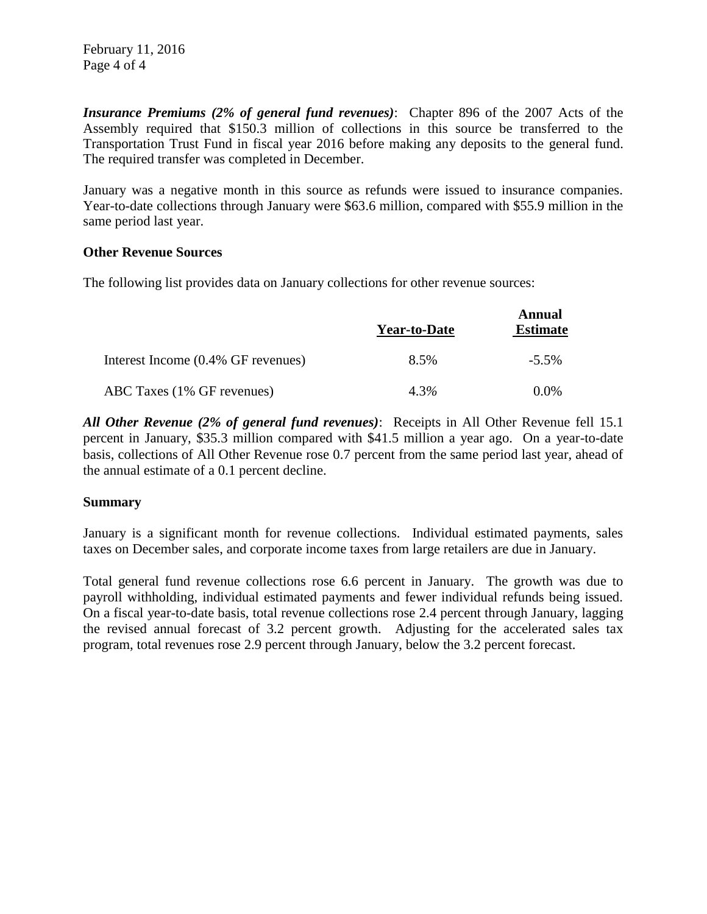***Insurance Premiums (2% of general fund revenues)***: Chapter 896 of the 2007 Acts of the Assembly required that $150.3 million of collections in this source be transferred to the Transportation Trust Fund in fiscal year 2016 before making any deposits to the general fund. The required transfer was completed in December.

January was a negative month in this source as refunds were issued to insurance companies. Year-to-date collections through January were $63.6 million, compared with $55.9 million in the same period last year.

**Other Revenue Sources**

The following list provides data on January collections for other revenue sources:

| | Year-to-Date | Annual Estimate |
|---|---|---|
| Interest Income (0.4% GF revenues) | 8.5% | -5.5% |
| ABC Taxes (1% GF revenues) | 4.3% | 0.0% |

***All Other Revenue (2% of general fund revenues)***: Receipts in All Other Revenue fell 15.1 percent in January, $35.3 million compared with $41.5 million a year ago. On a year-to-date basis, collections of All Other Revenue rose 0.7 percent from the same period last year, ahead of the annual estimate of a 0.1 percent decline.

**Summary**

January is a significant month for revenue collections. Individual estimated payments, sales taxes on December sales, and corporate income taxes from large retailers are due in January.

Total general fund revenue collections rose 6.6 percent in January. The growth was due to payroll withholding, individual estimated payments and fewer individual refunds being issued. On a fiscal year-to-date basis, total revenue collections rose 2.4 percent through January, lagging the revised annual forecast of 3.2 percent growth. Adjusting for the accelerated sales tax program, total revenues rose 2.9 percent through January, below the 3.2 percent forecast.